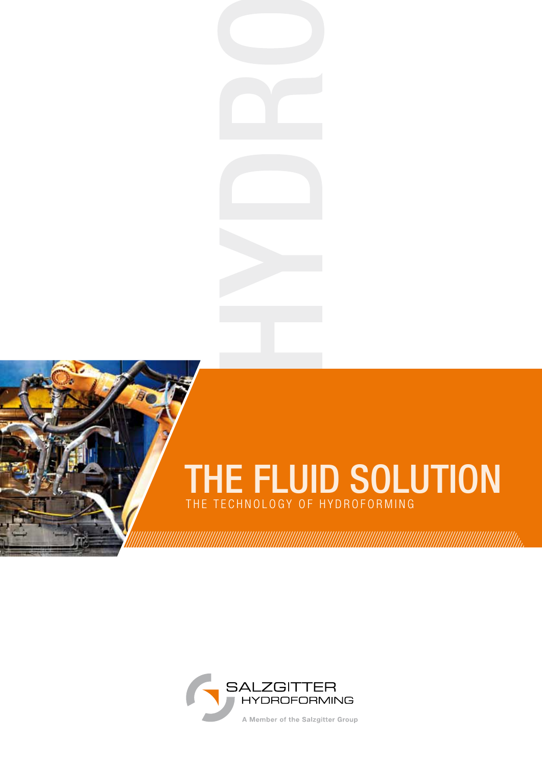HYDRO

# THE FLUID SOLUTION

THE TECHNOLOGY OF HYDROFORMING

SALZGITTER HYDROFORMING

A Member of the Salzgitter Group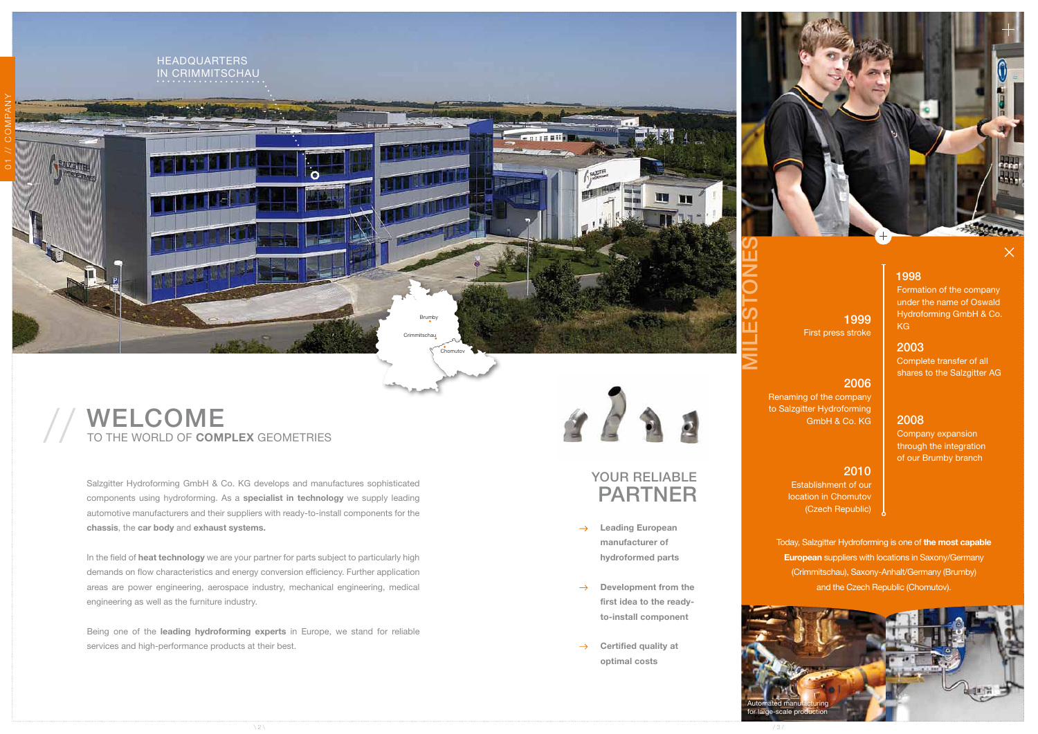HEADQUARTERS
IN CRIMMITSCHAU

Brumby

Crimmitschau

Chomutov

# WELCOME

TO THE WORLD OF **COMPLEX** GEOMETRIES

Salzgitter Hydroforming GmbH & Co. KG develops and manufactures sophisticated components using hydroforming. As a **specialist in technology** we supply leading automotive manufacturers and their suppliers with ready-to-install components for the **chassis**, the **car body** and **exhaust systems.**

In the field of **heat technology** we are your partner for parts subject to particularly high demands on flow characteristics and energy conversion efficiency. Further application areas are power engineering, aerospace industry, mechanical engineering, medical engineering as well as the furniture industry.

Being one of the **leading hydroforming experts** in Europe, we stand for reliable services and high-performance products at their best.

## YOUR RELIABLE PARTNER

- **Leading European manufacturer of hydroformed parts**
- **Development from the first idea to the ready-to-install component**
- **Certified quality at optimal costs**

## MILESTONES

**1998**
Formation of the company under the name of Oswald Hydroforming GmbH & Co. KG

**1999**
First press stroke

**2003**
Complete transfer of all shares to the Salzgitter AG

**2006**
Renaming of the company to Salzgitter Hydroforming GmbH & Co. KG

**2008**
Company expansion through the integration of our Brumby branch

**2010**
Establishment of our location in Chomutov (Czech Republic)

Today, Salzgitter Hydroforming is one of **the most capable European** suppliers with locations in Saxony/Germany (Crimmitschau), Saxony-Anhalt/Germany (Brumby) and the Czech Republic (Chomutov).

Automated manufacturing for large-scale production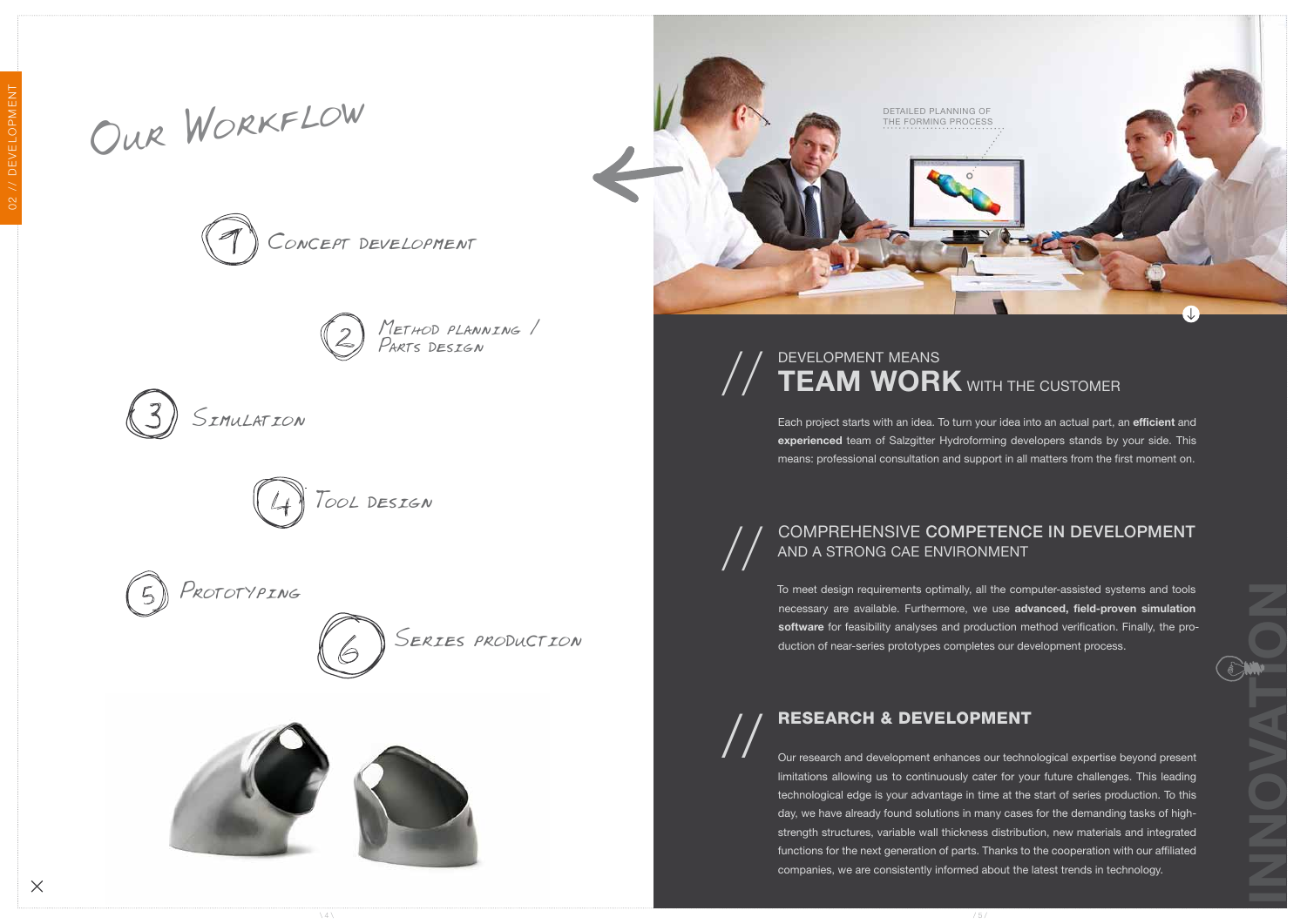# Our Workflow

1. Concept development
2. Method planning / Parts design
3. Simulation
4. Tool design
5. Prototyping
6. Series production

DETAILED PLANNING OF THE FORMING PROCESS

## DEVELOPMENT MEANS **TEAM WORK** WITH THE CUSTOMER

Each project starts with an idea. To turn your idea into an actual part, an **efficient** and **experienced** team of Salzgitter Hydroforming developers stands by your side. This means: professional consultation and support in all matters from the first moment on.

## COMPREHENSIVE **COMPETENCE IN DEVELOPMENT** AND A STRONG CAE ENVIRONMENT

To meet design requirements optimally, all the computer-assisted systems and tools necessary are available. Furthermore, we use **advanced, field-proven simulation software** for feasibility analyses and production method verification. Finally, the production of near-series prototypes completes our development process.

## **RESEARCH & DEVELOPMENT**

Our research and development enhances our technological expertise beyond present limitations allowing us to continuously cater for your future challenges. This leading technological edge is your advantage in time at the start of series production. To this day, we have already found solutions in many cases for the demanding tasks of high-strength structures, variable wall thickness distribution, new materials and integrated functions for the next generation of parts. Thanks to the cooperation with our affiliated companies, we are consistently informed about the latest trends in technology.

INNOVATION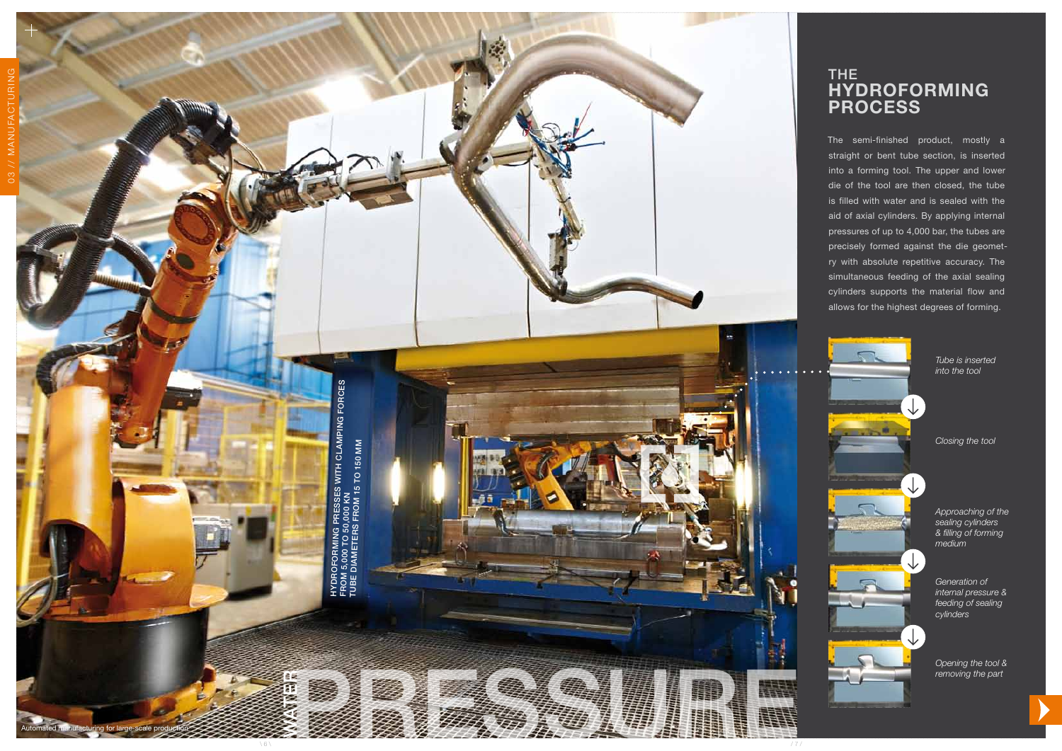# THE HYDROFORMING PROCESS

The semi-finished product, mostly a straight or bent tube section, is inserted into a forming tool. The upper and lower die of the tool are then closed, the tube is filled with water and is sealed with the aid of axial cylinders. By applying internal pressures of up to 4,000 bar, the tubes are precisely formed against the die geometry with absolute repetitive accuracy. The simultaneous feeding of the axial sealing cylinders supports the material flow and allows for the highest degrees of forming.

*Tube is inserted into the tool*

*Closing the tool*

*Approaching of the sealing cylinders & filling of forming medium*

*Generation of internal pressure & feeding of sealing cylinders*

*Opening the tool & removing the part*

HYDROFORMING PRESSES WITH CLAMPING FORCES FROM 5.000 TO 50.000 KN
TUBE DIAMETERS FROM 15 TO 150 MM

WATER PRESSURE

Automated manufacturing for large-scale production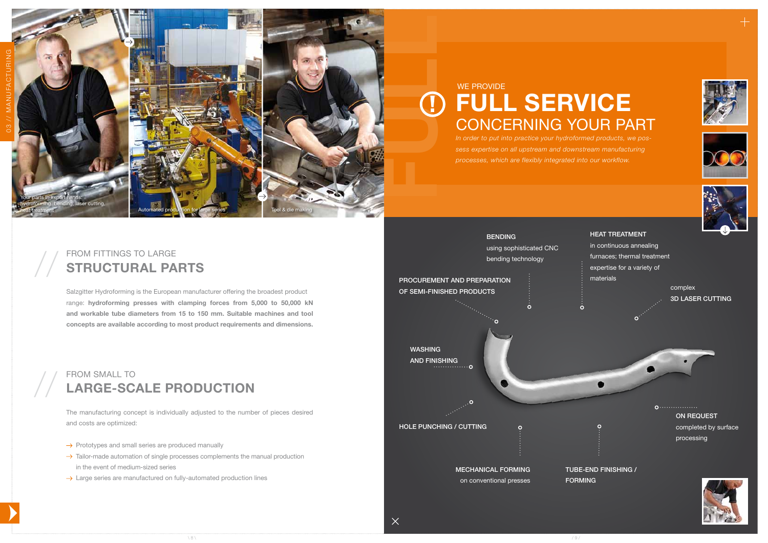Your parts in expert hands: hydroforming, bending, laser cutting, heat treatment

Automated production for large series

Tool & die making

## FROM FITTINGS TO LARGE
# STRUCTURAL PARTS

Salzgitter Hydroforming is the European manufacturer offering the broadest product range: **hydroforming presses with clamping forces from 5,000 to 50,000 kN and workable tube diameters from 15 to 150 mm. Suitable machines and tool concepts are available according to most product requirements and dimensions.**

## FROM SMALL TO
# LARGE-SCALE PRODUCTION

The manufacturing concept is individually adjusted to the number of pieces desired and costs are optimized:

- Prototypes and small series are produced manually
- Tailor-made automation of single processes complements the manual production in the event of medium-sized series
- Large series are manufactured on fully-automated production lines

## WE PROVIDE
# FULL SERVICE
## CONCERNING YOUR PART

*In order to put into practice your hydroformed products, we possess expertise on all upstream and downstream manufacturing processes, which are flexibly integrated into our workflow.*

**PROCUREMENT AND PREPARATION OF SEMI-FINISHED PRODUCTS**

**BENDING**
using sophisticated CNC bending technology

**HEAT TREATMENT**
in continuous annealing furnaces; thermal treatment expertise for a variety of materials

complex
**3D LASER CUTTING**

**WASHING AND FINISHING**

**HOLE PUNCHING / CUTTING**

**MECHANICAL FORMING**
on conventional presses

**TUBE-END FINISHING / FORMING**

**ON REQUEST**
completed by surface processing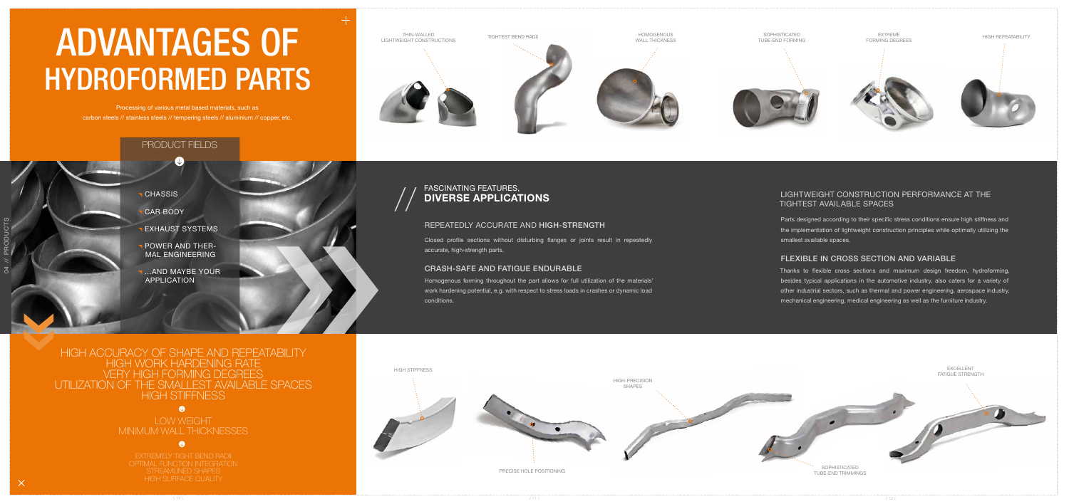# ADVANTAGES OF HYDROFORMED PARTS

Processing of various metal based materials, such as carbon steels // stainless steels // tempering steels // aluminium // copper, etc.

## PRODUCT FIELDS

- CHASSIS
- CAR BODY
- EXHAUST SYSTEMS
- POWER AND THERMAL ENGINEERING
- ...AND MAYBE YOUR APPLICATION

HIGH ACCURACY OF SHAPE AND REPEATABILITY
HIGH WORK HARDENING RATE
VERY HIGH FORMING DEGREES
UTILIZATION OF THE SMALLEST AVAILABLE SPACES
HIGH STIFFNESS

LOW WEIGHT
MINIMUM WALL THICKNESSES

EXTREMELY TIGHT BEND RADII
OPTIMAL FUNCTION INTEGRATION
STREAMLINED SHAPES
HIGH SURFACE QUALITY

THIN-WALLED LIGHTWEIGHT CONSTRUCTIONS

TIGHTEST BEND RADII

HOMOGENOUS WALL THICKNESS

SOPHISTICATED TUBE-END FORMING

EXTREME FORMING DEGREES

HIGH REPEATABILITY

## // FASCINATING FEATURES, DIVERSE APPLICATIONS

### REPEATEDLY ACCURATE AND HIGH-STRENGTH

Closed profile sections without disturbing flanges or joints result in repeatedly accurate, high-strength parts.

### CRASH-SAFE AND FATIGUE ENDURABLE

Homogenous forming throughout the part allows for full utilization of the materials' work hardening potential, e.g. with respect to stress loads in crashes or dynamic load conditions.

### LIGHTWEIGHT CONSTRUCTION PERFORMANCE AT THE TIGHTEST AVAILABLE SPACES

Parts designed according to their specific stress conditions ensure high stiffness and the implementation of lightweight construction principles while optimally utilizing the smallest available spaces.

### FLEXIBLE IN CROSS SECTION AND VARIABLE

Thanks to flexible cross sections and maximum design freedom, hydroforming, besides typical applications in the automotive industry, also caters for a variety of other industrial sectors, such as thermal and power engineering, aerospace industry, mechanical engineering, medical engineering as well as the furniture industry.

HIGH STIFFNESS

PRECISE HOLE POSITIONING

HIGH-PRECISION SHAPES

SOPHISTICATED TUBE-END TRIMMINGS

EXCELLENT FATIGUE STRENGTH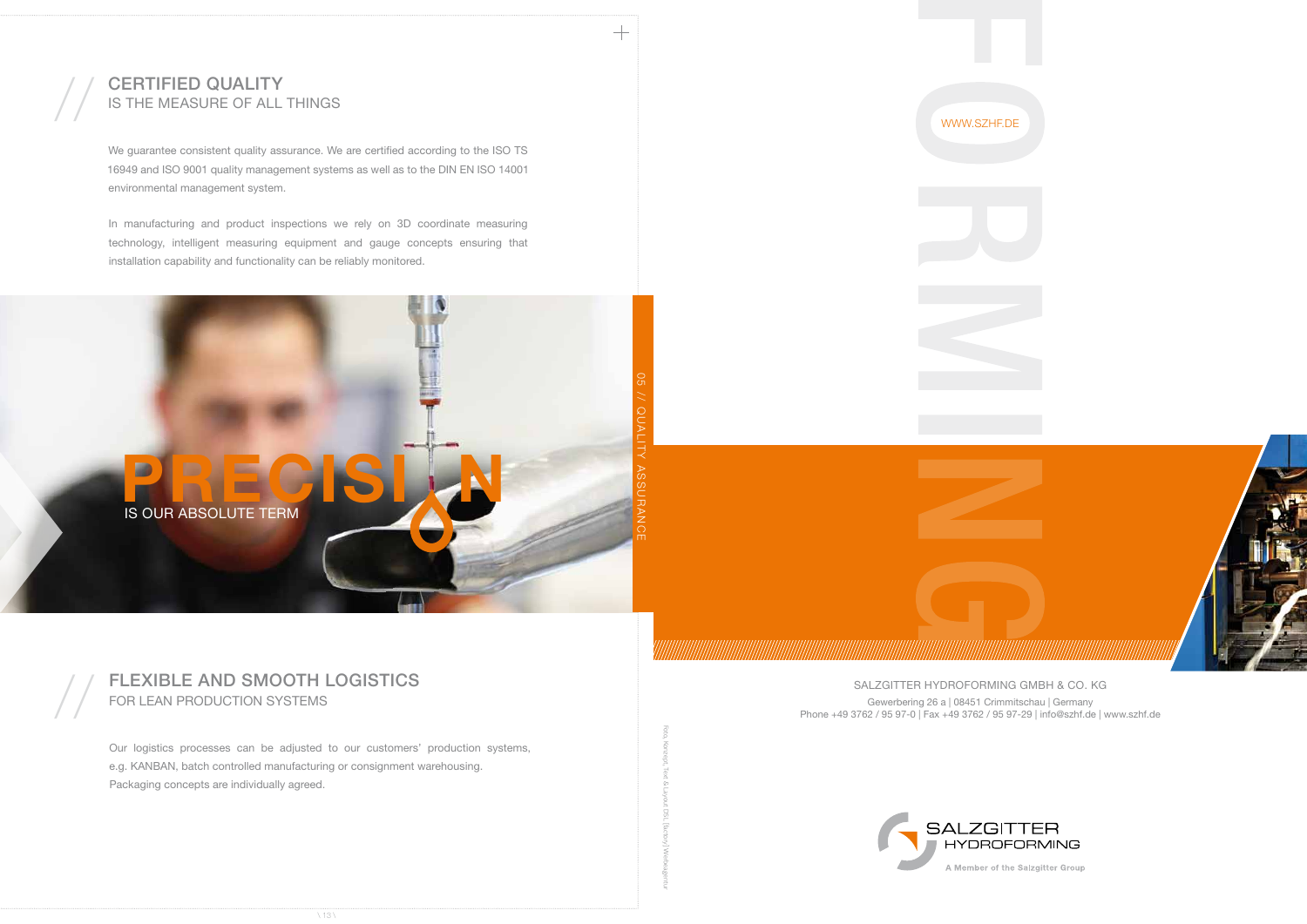## CERTIFIED QUALITY
IS THE MEASURE OF ALL THINGS

We guarantee consistent quality assurance. We are certified according to the ISO TS 16949 and ISO 9001 quality management systems as well as to the DIN EN ISO 14001 environmental management system.

In manufacturing and product inspections we rely on 3D coordinate measuring technology, intelligent measuring equipment and gauge concepts ensuring that installation capability and functionality can be reliably monitored.

PRECISION
IS OUR ABSOLUTE TERM

05 // QUALITY ASSURANCE

## FLEXIBLE AND SMOOTH LOGISTICS
FOR LEAN PRODUCTION SYSTEMS

Our logistics processes can be adjusted to our customers' production systems, e.g. KANBAN, batch controlled manufacturing or consignment warehousing. Packaging concepts are individually agreed.

FORMING

WWW.SZHF.DE

SALZGITTER HYDROFORMING GMBH & CO. KG

Gewerbering 26 a | 08451 Crimmitschau | Germany
Phone +49 3762 / 95 97-0 | Fax +49 3762 / 95 97-29 | info@szhf.de | www.szhf.de

SALZGITTER HYDROFORMING
A Member of the Salzgitter Group